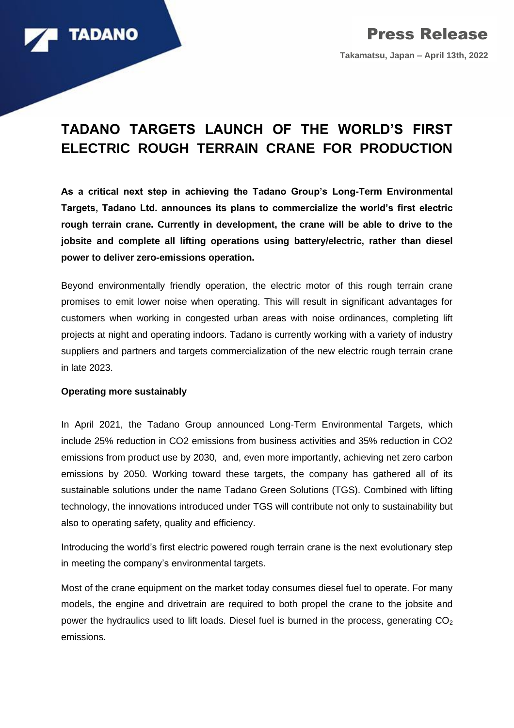TADANO

# Press Release

**Takamatsu, Japan – April 13th, 2022**

# TADANO TARGETS LAUNCH OF THE WORLD'S FIRST ELECTRIC ROUGH TERRAIN CRANE FOR PRODUCTION

**As a critical next step in achieving the Tadano Group's Long-Term Environmental Targets, Tadano Ltd. announces its plans to commercialize the world's first electric rough terrain crane. Currently in development, the crane will be able to drive to the jobsite and complete all lifting operations using battery/electric, rather than diesel power to deliver zero-emissions operation.**

Beyond environmentally friendly operation, the electric motor of this rough terrain crane promises to emit lower noise when operating. This will result in significant advantages for customers when working in congested urban areas with noise ordinances, completing lift projects at night and operating indoors. Tadano is currently working with a variety of industry suppliers and partners and targets commercialization of the new electric rough terrain crane in late 2023.

**Operating more sustainably**

In April 2021, the Tadano Group announced Long-Term Environmental Targets, which include 25% reduction in CO2 emissions from business activities and 35% reduction in CO2 emissions from product use by 2030, and, even more importantly, achieving net zero carbon emissions by 2050. Working toward these targets, the company has gathered all of its sustainable solutions under the name Tadano Green Solutions (TGS). Combined with lifting technology, the innovations introduced under TGS will contribute not only to sustainability but also to operating safety, quality and efficiency.

Introducing the world's first electric powered rough terrain crane is the next evolutionary step in meeting the company's environmental targets.

Most of the crane equipment on the market today consumes diesel fuel to operate. For many models, the engine and drivetrain are required to both propel the crane to the jobsite and power the hydraulics used to lift loads. Diesel fuel is burned in the process, generating $CO_2$ emissions.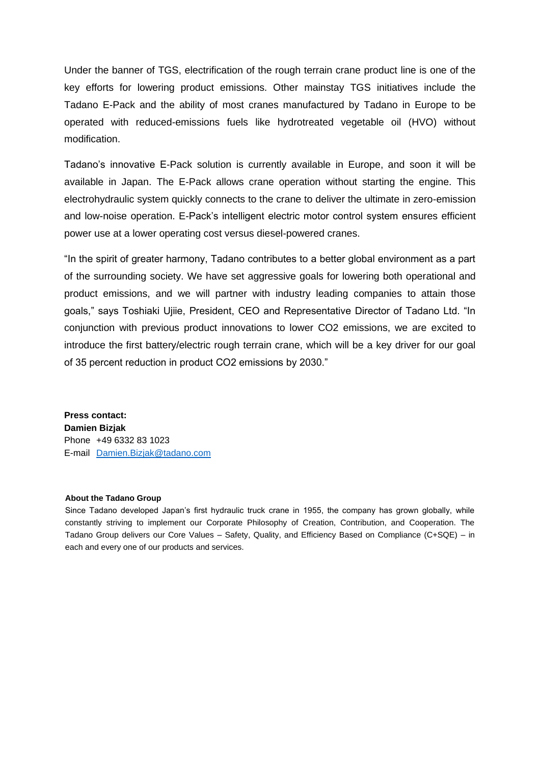Under the banner of TGS, electrification of the rough terrain crane product line is one of the key efforts for lowering product emissions. Other mainstay TGS initiatives include the Tadano E-Pack and the ability of most cranes manufactured by Tadano in Europe to be operated with reduced-emissions fuels like hydrotreated vegetable oil (HVO) without modification.

Tadano's innovative E-Pack solution is currently available in Europe, and soon it will be available in Japan. The E-Pack allows crane operation without starting the engine. This electrohydraulic system quickly connects to the crane to deliver the ultimate in zero-emission and low-noise operation. E-Pack's intelligent electric motor control system ensures efficient power use at a lower operating cost versus diesel-powered cranes.

"In the spirit of greater harmony, Tadano contributes to a better global environment as a part of the surrounding society. We have set aggressive goals for lowering both operational and product emissions, and we will partner with industry leading companies to attain those goals," says Toshiaki Ujiie, President, CEO and Representative Director of Tadano Ltd. "In conjunction with previous product innovations to lower $CO_2$ emissions, we are excited to introduce the first battery/electric rough terrain crane, which will be a key driver for our goal of 35 percent reduction in product $CO_2$ emissions by 2030."

**Press contact:**
**Damien Bizjak**
Phone +49 6332 83 1023
E-mail [Damien.Bizjak@tadano.com](mailto:Damien.Bizjak@tadano.com)

**About the Tadano Group**

Since Tadano developed Japan's first hydraulic truck crane in 1955, the company has grown globally, while constantly striving to implement our Corporate Philosophy of Creation, Contribution, and Cooperation. The Tadano Group delivers our Core Values – Safety, Quality, and Efficiency Based on Compliance (C+SQE) – in each and every one of our products and services.